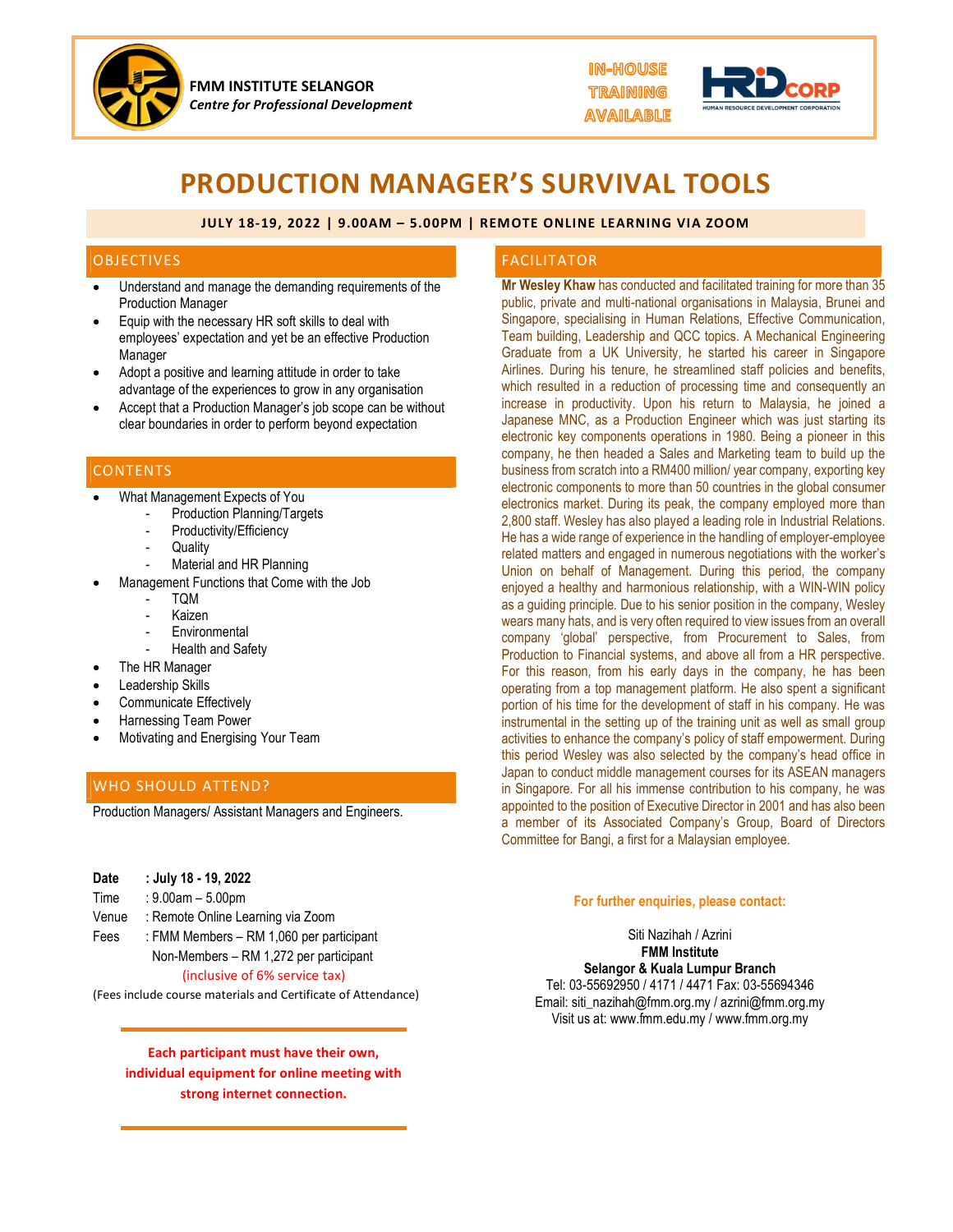**FMM INSTITUTE SELANGOR**
*Centre for Professional Development*

IN-HOUSE TRAINING AVAILABLE

HRD CORP
HUMAN RESOURCE DEVELOPMENT CORPORATION

# PRODUCTION MANAGER'S SURVIVAL TOOLS

**JULY 18-19, 2022 | 9.00AM – 5.00PM | REMOTE ONLINE LEARNING VIA ZOOM**

## OBJECTIVES

- Understand and manage the demanding requirements of the Production Manager
- Equip with the necessary HR soft skills to deal with employees' expectation and yet be an effective Production Manager
- Adopt a positive and learning attitude in order to take advantage of the experiences to grow in any organisation
- Accept that a Production Manager's job scope can be without clear boundaries in order to perform beyond expectation

## CONTENTS

- What Management Expects of You
  - Production Planning/Targets
  - Productivity/Efficiency
  - Quality
  - Material and HR Planning
- Management Functions that Come with the Job
  - TQM
  - Kaizen
  - Environmental
  - Health and Safety
- The HR Manager
- Leadership Skills
- Communicate Effectively
- Harnessing Team Power
- Motivating and Energising Your Team

## WHO SHOULD ATTEND?

Production Managers/ Assistant Managers and Engineers.

**Date : July 18 - 19, 2022**
Time : 9.00am – 5.00pm
Venue : Remote Online Learning via Zoom
Fees : FMM Members – RM 1,060 per participant
Non-Members – RM 1,272 per participant
(inclusive of 6% service tax)

(Fees include course materials and Certificate of Attendance)

**Each participant must have their own, individual equipment for online meeting with strong internet connection.**

## FACILITATOR

**Mr Wesley Khaw** has conducted and facilitated training for more than 35 public, private and multi-national organisations in Malaysia, Brunei and Singapore, specialising in Human Relations, Effective Communication, Team building, Leadership and QCC topics. A Mechanical Engineering Graduate from a UK University, he started his career in Singapore Airlines. During his tenure, he streamlined staff policies and benefits, which resulted in a reduction of processing time and consequently an increase in productivity. Upon his return to Malaysia, he joined a Japanese MNC, as a Production Engineer which was just starting its electronic key components operations in 1980. Being a pioneer in this company, he then headed a Sales and Marketing team to build up the business from scratch into a RM400 million/ year company, exporting key electronic components to more than 50 countries in the global consumer electronics market. During its peak, the company employed more than 2,800 staff. Wesley has also played a leading role in Industrial Relations. He has a wide range of experience in the handling of employer-employee related matters and engaged in numerous negotiations with the worker's Union on behalf of Management. During this period, the company enjoyed a healthy and harmonious relationship, with a WIN-WIN policy as a guiding principle. Due to his senior position in the company, Wesley wears many hats, and is very often required to view issues from an overall company 'global' perspective, from Procurement to Sales, from Production to Financial systems, and above all from a HR perspective. For this reason, from his early days in the company, he has been operating from a top management platform. He also spent a significant portion of his time for the development of staff in his company. He was instrumental in the setting up of the training unit as well as small group activities to enhance the company's policy of staff empowerment. During this period Wesley was also selected by the company's head office in Japan to conduct middle management courses for its ASEAN managers in Singapore. For all his immense contribution to his company, he was appointed to the position of Executive Director in 2001 and has also been a member of its Associated Company's Group, Board of Directors Committee for Bangi, a first for a Malaysian employee.

**For further enquiries, please contact:**

Siti Nazihah / Azrini
**FMM Institute**
**Selangor & Kuala Lumpur Branch**
Tel: 03-55692950 / 4171 / 4471 Fax: 03-55694346
Email: siti_nazihah@fmm.org.my / azrini@fmm.org.my
Visit us at: www.fmm.edu.my / www.fmm.org.my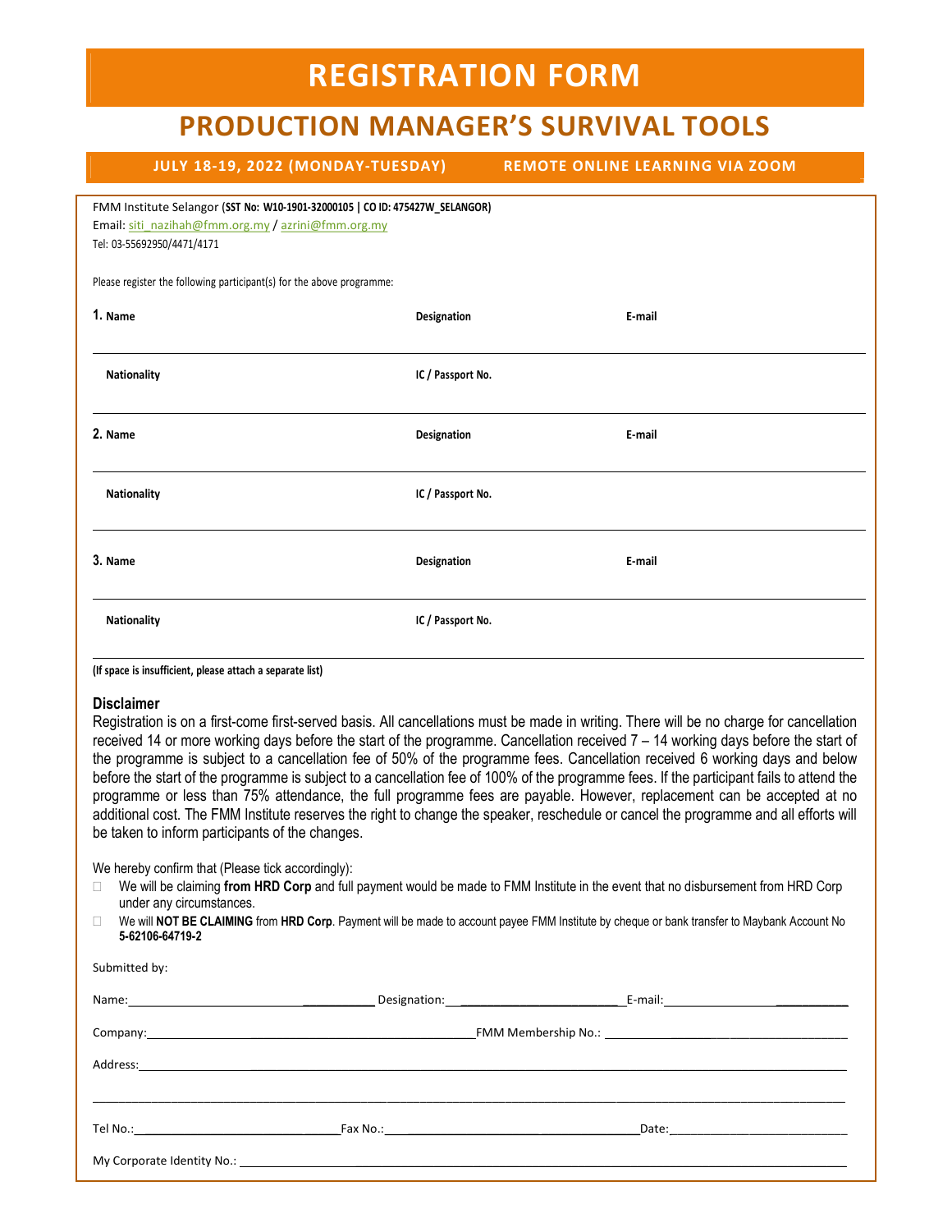# REGISTRATION FORM

## PRODUCTION MANAGER'S SURVIVAL TOOLS

**JULY 18-19, 2022 (MONDAY-TUESDAY)** **REMOTE ONLINE LEARNING VIA ZOOM**

FMM Institute Selangor (**SST No: W10-1901-32000105 | CO ID: 475427W_SELANGOR**)
Email: siti_nazihah@fmm.org.my / azrini@fmm.org.my
Tel: 03-55692950/4471/4171

Please register the following participant(s) for the above programme:

| | | |
|---|---|---|
| **1. Name** | **Designation** | **E-mail** |
| **Nationality** | **IC / Passport No.** | |
| **2. Name** | **Designation** | **E-mail** |
| **Nationality** | **IC / Passport No.** | |
| **3. Name** | **Designation** | **E-mail** |
| **Nationality** | **IC / Passport No.** | |

**(If space is insufficient, please attach a separate list)**

**Disclaimer**

Registration is on a first-come first-served basis. All cancellations must be made in writing. There will be no charge for cancellation received 14 or more working days before the start of the programme. Cancellation received 7 – 14 working days before the start of the programme is subject to a cancellation fee of 50% of the programme fees. Cancellation received 6 working days and below before the start of the programme is subject to a cancellation fee of 100% of the programme fees. If the participant fails to attend the programme or less than 75% attendance, the full programme fees are payable. However, replacement can be accepted at no additional cost. The FMM Institute reserves the right to change the speaker, reschedule or cancel the programme and all efforts will be taken to inform participants of the changes.

We hereby confirm that (Please tick accordingly):

- ☐ We will be claiming **from HRD Corp** and full payment would be made to FMM Institute in the event that no disbursement from HRD Corp under any circumstances.
- ☐ We will **NOT BE CLAIMING** from **HRD Corp**. Payment will be made to account payee FMM Institute by cheque or bank transfer to Maybank Account No **5-62106-64719-2**

Submitted by:

Name:______________________ Designation:______________________ E-mail:______________________

Company:______________________ FMM Membership No.:______________________

Address:______________________________________________________________

______________________________________________________________

Tel No.:______________________ Fax No.:______________________ Date:______________________

My Corporate Identity No.:______________________________________________